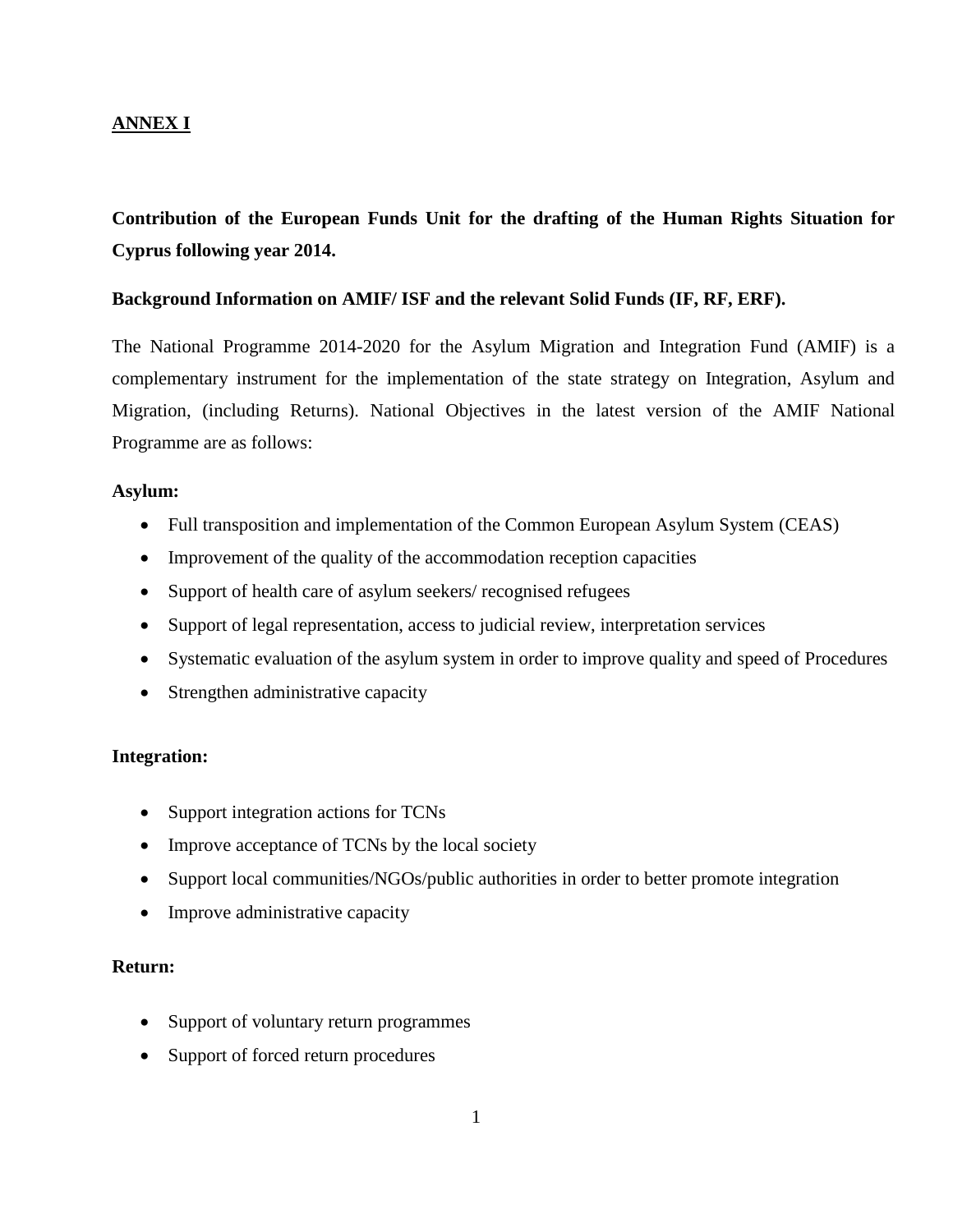**ANNEX I**

**Contribution of the European Funds Unit for the drafting of the Human Rights Situation for Cyprus following year 2014.**

**Background Information on AMIF/ ISF and the relevant Solid Funds (IF, RF, ERF).**

The National Programme 2014-2020 for the Asylum Migration and Integration Fund (AMIF) is a complementary instrument for the implementation of the state strategy on Integration, Asylum and Migration, (including Returns). National Objectives in the latest version of the AMIF National Programme are as follows:

**Asylum:**

- Full transposition and implementation of the Common European Asylum System (CEAS)
- Improvement of the quality of the accommodation reception capacities
- Support of health care of asylum seekers/ recognised refugees
- Support of legal representation, access to judicial review, interpretation services
- Systematic evaluation of the asylum system in order to improve quality and speed of Procedures
- Strengthen administrative capacity

**Integration:**

- Support integration actions for TCNs
- Improve acceptance of TCNs by the local society
- Support local communities/NGOs/public authorities in order to better promote integration
- Improve administrative capacity

**Return:**

- Support of voluntary return programmes
- Support of forced return procedures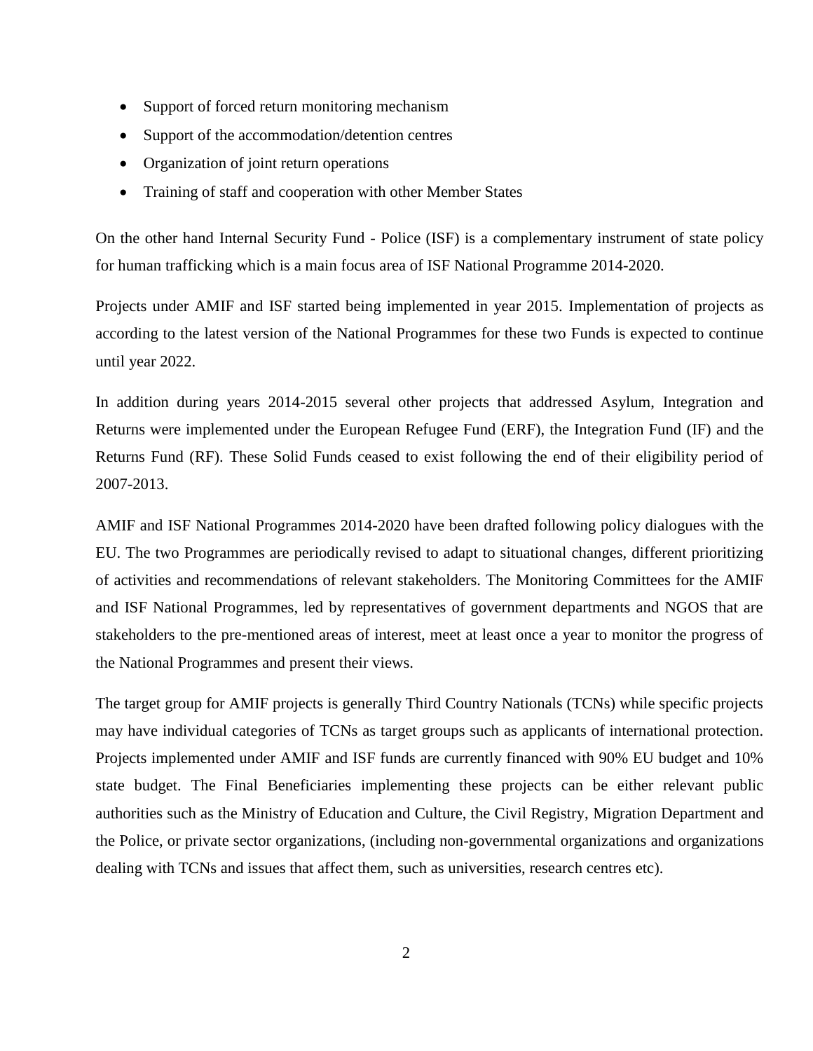- Support of forced return monitoring mechanism
- Support of the accommodation/detention centres
- Organization of joint return operations
- Training of staff and cooperation with other Member States

On the other hand Internal Security Fund - Police (ISF) is a complementary instrument of state policy for human trafficking which is a main focus area of ISF National Programme 2014-2020.

Projects under AMIF and ISF started being implemented in year 2015. Implementation of projects as according to the latest version of the National Programmes for these two Funds is expected to continue until year 2022.

In addition during years 2014-2015 several other projects that addressed Asylum, Integration and Returns were implemented under the European Refugee Fund (ERF), the Integration Fund (IF) and the Returns Fund (RF). These Solid Funds ceased to exist following the end of their eligibility period of 2007-2013.

AMIF and ISF National Programmes 2014-2020 have been drafted following policy dialogues with the EU. The two Programmes are periodically revised to adapt to situational changes, different prioritizing of activities and recommendations of relevant stakeholders. The Monitoring Committees for the AMIF and ISF National Programmes, led by representatives of government departments and NGOS that are stakeholders to the pre-mentioned areas of interest, meet at least once a year to monitor the progress of the National Programmes and present their views.

The target group for AMIF projects is generally Third Country Nationals (TCNs) while specific projects may have individual categories of TCNs as target groups such as applicants of international protection. Projects implemented under AMIF and ISF funds are currently financed with 90% EU budget and 10% state budget. The Final Beneficiaries implementing these projects can be either relevant public authorities such as the Ministry of Education and Culture, the Civil Registry, Migration Department and the Police, or private sector organizations, (including non-governmental organizations and organizations dealing with TCNs and issues that affect them, such as universities, research centres etc).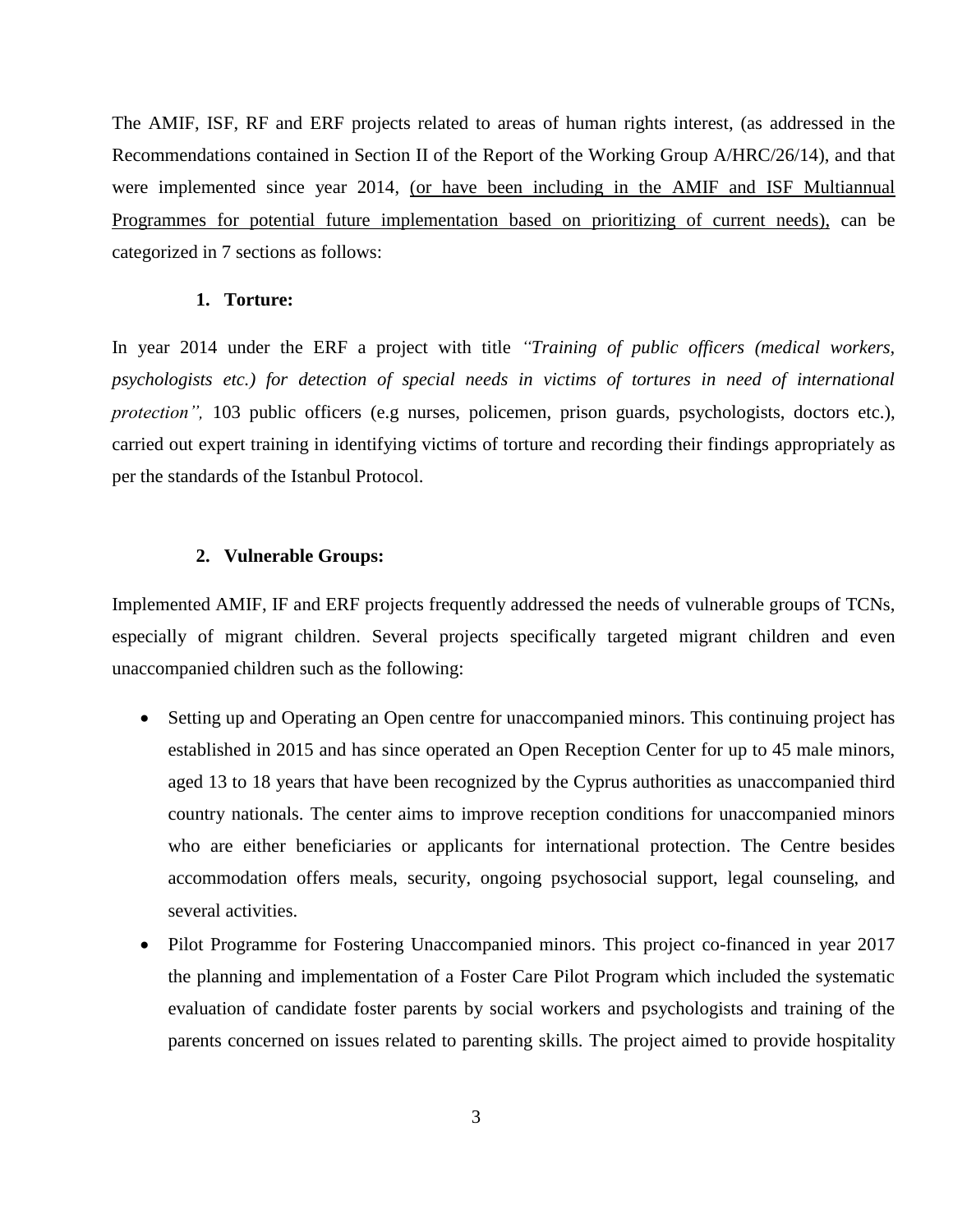The AMIF, ISF, RF and ERF projects related to areas of human rights interest, (as addressed in the Recommendations contained in Section II of the Report of the Working Group A/HRC/26/14), and that were implemented since year 2014, <u>(or have been including in the AMIF and ISF Multiannual Programmes for potential future implementation based on prioritizing of current needs),</u> can be categorized in 7 sections as follows:

1. **Torture:**

In year 2014 under the ERF a project with title *"Training of public officers (medical workers, psychologists etc.) for detection of special needs in victims of tortures in need of international protection",* 103 public officers (e.g nurses, policemen, prison guards, psychologists, doctors etc.), carried out expert training in identifying victims of torture and recording their findings appropriately as per the standards of the Istanbul Protocol.

2. **Vulnerable Groups:**

Implemented AMIF, IF and ERF projects frequently addressed the needs of vulnerable groups of TCNs, especially of migrant children. Several projects specifically targeted migrant children and even unaccompanied children such as the following:

- Setting up and Operating an Open centre for unaccompanied minors. This continuing project has established in 2015 and has since operated an Open Reception Center for up to 45 male minors, aged 13 to 18 years that have been recognized by the Cyprus authorities as unaccompanied third country nationals. The center aims to improve reception conditions for unaccompanied minors who are either beneficiaries or applicants for international protection. The Centre besides accommodation offers meals, security, ongoing psychosocial support, legal counseling, and several activities.
- Pilot Programme for Fostering Unaccompanied minors. This project co-financed in year 2017 the planning and implementation of a Foster Care Pilot Program which included the systematic evaluation of candidate foster parents by social workers and psychologists and training of the parents concerned on issues related to parenting skills. The project aimed to provide hospitality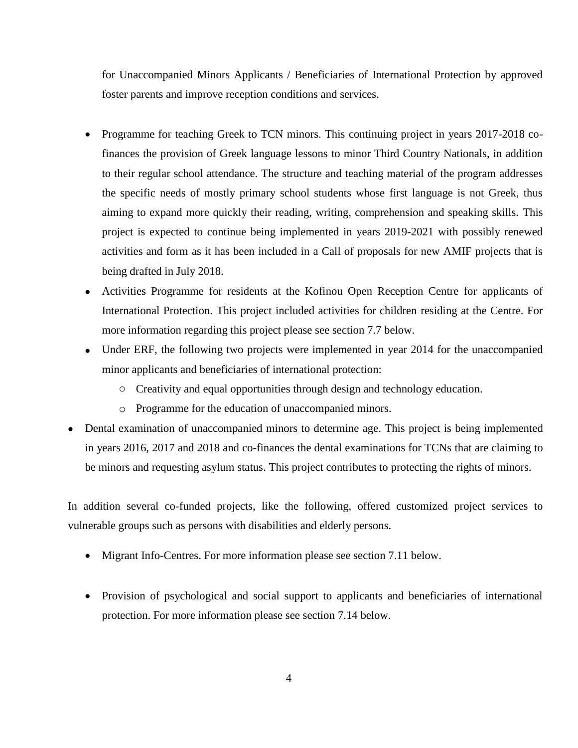for Unaccompanied Minors Applicants / Beneficiaries of International Protection by approved foster parents and improve reception conditions and services.

- Programme for teaching Greek to TCN minors. This continuing project in years 2017-2018 co-finances the provision of Greek language lessons to minor Third Country Nationals, in addition to their regular school attendance. The structure and teaching material of the program addresses the specific needs of mostly primary school students whose first language is not Greek, thus aiming to expand more quickly their reading, writing, comprehension and speaking skills. This project is expected to continue being implemented in years 2019-2021 with possibly renewed activities and form as it has been included in a Call of proposals for new AMIF projects that is being drafted in July 2018.
- Activities Programme for residents at the Kofinou Open Reception Centre for applicants of International Protection. This project included activities for children residing at the Centre. For more information regarding this project please see section 7.7 below.
- Under ERF, the following two projects were implemented in year 2014 for the unaccompanied minor applicants and beneficiaries of international protection:
  - Creativity and equal opportunities through design and technology education.
  - Programme for the education of unaccompanied minors.

- Dental examination of unaccompanied minors to determine age. This project is being implemented in years 2016, 2017 and 2018 and co-finances the dental examinations for TCNs that are claiming to be minors and requesting asylum status. This project contributes to protecting the rights of minors.

In addition several co-funded projects, like the following, offered customized project services to vulnerable groups such as persons with disabilities and elderly persons.

- Migrant Info-Centres. For more information please see section 7.11 below.

- Provision of psychological and social support to applicants and beneficiaries of international protection. For more information please see section 7.14 below.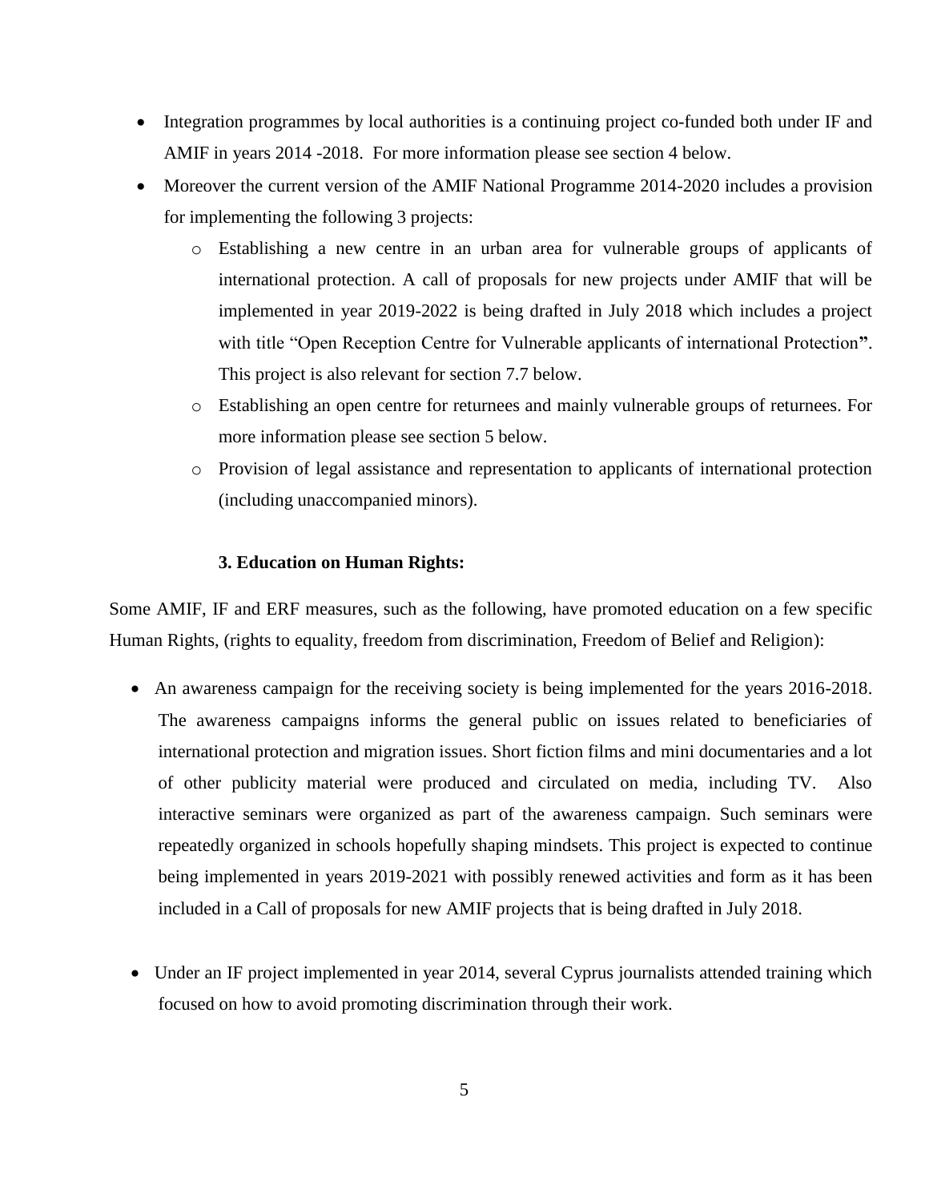- Integration programmes by local authorities is a continuing project co-funded both under IF and AMIF in years 2014 -2018. For more information please see section 4 below.
- Moreover the current version of the AMIF National Programme 2014-2020 includes a provision for implementing the following 3 projects:
  - Establishing a new centre in an urban area for vulnerable groups of applicants of international protection. A call of proposals for new projects under AMIF that will be implemented in year 2019-2022 is being drafted in July 2018 which includes a project with title "Open Reception Centre for Vulnerable applicants of international Protection". This project is also relevant for section 7.7 below.
  - Establishing an open centre for returnees and mainly vulnerable groups of returnees. For more information please see section 5 below.
  - Provision of legal assistance and representation to applicants of international protection (including unaccompanied minors).

### 3. Education on Human Rights:

Some AMIF, IF and ERF measures, such as the following, have promoted education on a few specific Human Rights, (rights to equality, freedom from discrimination, Freedom of Belief and Religion):

- An awareness campaign for the receiving society is being implemented for the years 2016-2018. The awareness campaigns informs the general public on issues related to beneficiaries of international protection and migration issues. Short fiction films and mini documentaries and a lot of other publicity material were produced and circulated on media, including TV. Also interactive seminars were organized as part of the awareness campaign. Such seminars were repeatedly organized in schools hopefully shaping mindsets. This project is expected to continue being implemented in years 2019-2021 with possibly renewed activities and form as it has been included in a Call of proposals for new AMIF projects that is being drafted in July 2018.

- Under an IF project implemented in year 2014, several Cyprus journalists attended training which focused on how to avoid promoting discrimination through their work.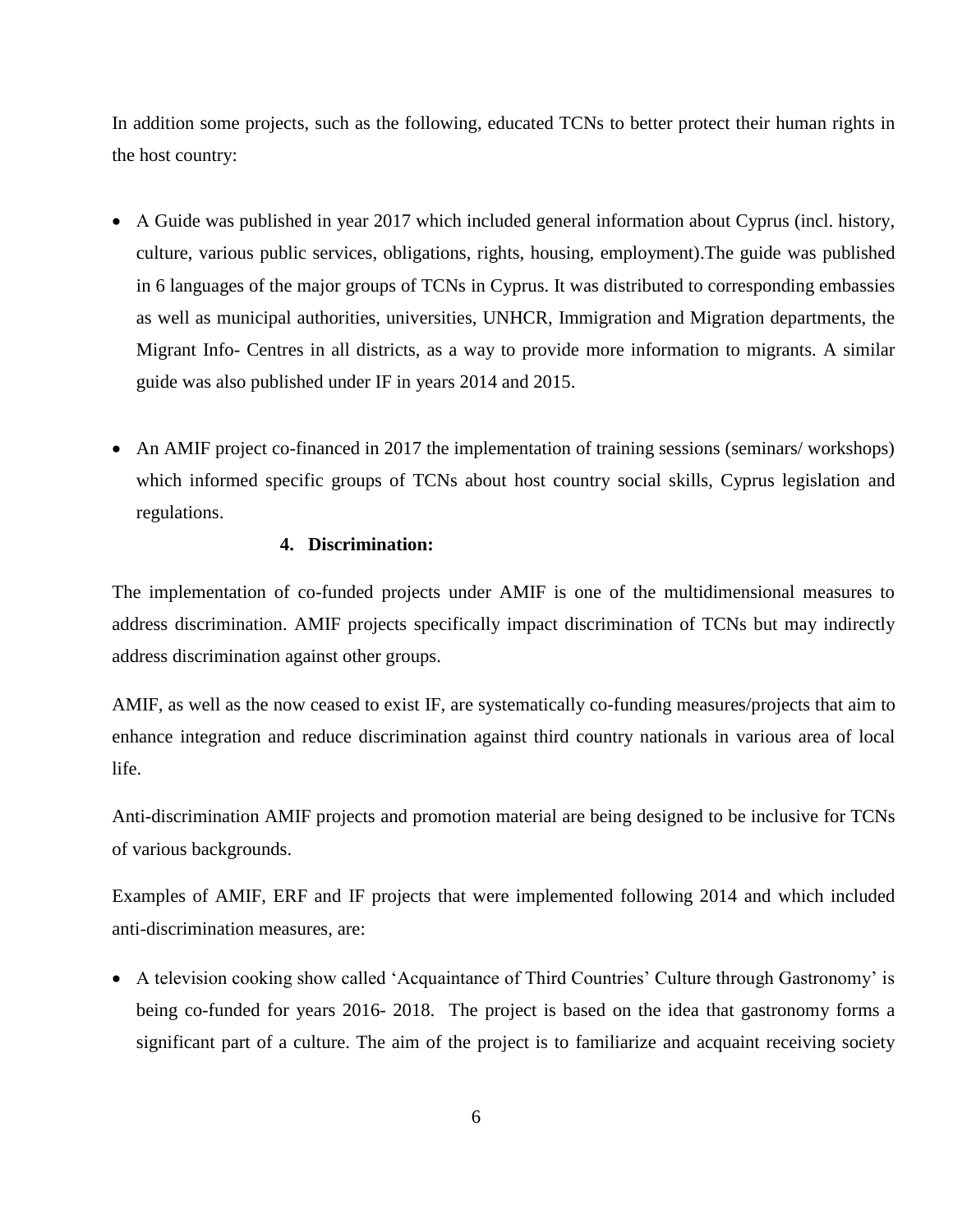In addition some projects, such as the following, educated TCNs to better protect their human rights in the host country:

- A Guide was published in year 2017 which included general information about Cyprus (incl. history, culture, various public services, obligations, rights, housing, employment).The guide was published in 6 languages of the major groups of TCNs in Cyprus. It was distributed to corresponding embassies as well as municipal authorities, universities, UNHCR, Immigration and Migration departments, the Migrant Info- Centres in all districts, as a way to provide more information to migrants. A similar guide was also published under IF in years 2014 and 2015.

- An AMIF project co-financed in 2017 the implementation of training sessions (seminars/ workshops) which informed specific groups of TCNs about host country social skills, Cyprus legislation and regulations.

### 4. Discrimination:

The implementation of co-funded projects under AMIF is one of the multidimensional measures to address discrimination. AMIF projects specifically impact discrimination of TCNs but may indirectly address discrimination against other groups.

AMIF, as well as the now ceased to exist IF, are systematically co-funding measures/projects that aim to enhance integration and reduce discrimination against third country nationals in various area of local life.

Anti-discrimination AMIF projects and promotion material are being designed to be inclusive for TCNs of various backgrounds.

Examples of AMIF, ERF and IF projects that were implemented following 2014 and which included anti-discrimination measures, are:

- A television cooking show called 'Acquaintance of Third Countries' Culture through Gastronomy' is being co-funded for years 2016- 2018. The project is based on the idea that gastronomy forms a significant part of a culture. The aim of the project is to familiarize and acquaint receiving society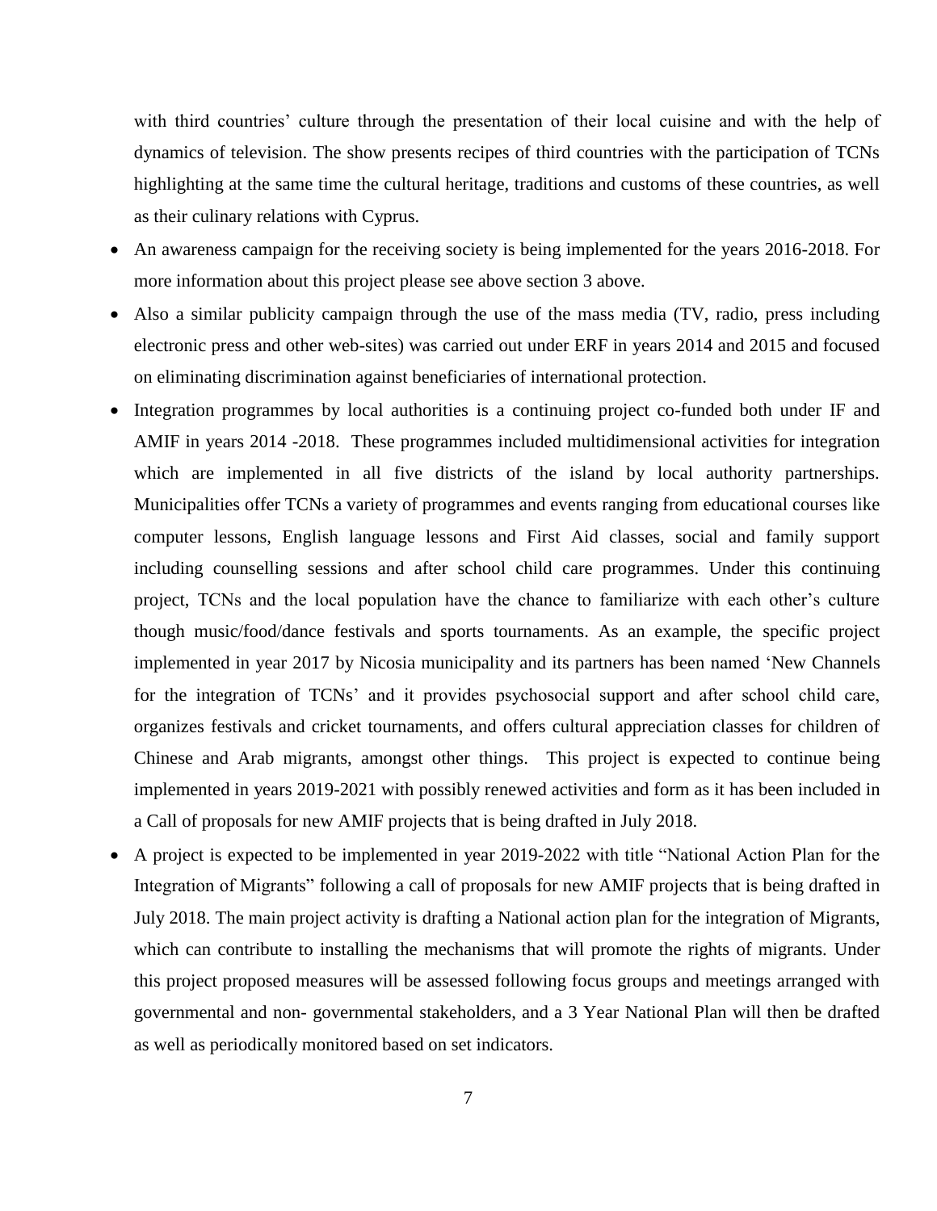with third countries' culture through the presentation of their local cuisine and with the help of dynamics of television. The show presents recipes of third countries with the participation of TCNs highlighting at the same time the cultural heritage, traditions and customs of these countries, as well as their culinary relations with Cyprus.

- An awareness campaign for the receiving society is being implemented for the years 2016-2018. For more information about this project please see above section 3 above.
- Also a similar publicity campaign through the use of the mass media (TV, radio, press including electronic press and other web-sites) was carried out under ERF in years 2014 and 2015 and focused on eliminating discrimination against beneficiaries of international protection.
- Integration programmes by local authorities is a continuing project co-funded both under IF and AMIF in years 2014 -2018. These programmes included multidimensional activities for integration which are implemented in all five districts of the island by local authority partnerships. Municipalities offer TCNs a variety of programmes and events ranging from educational courses like computer lessons, English language lessons and First Aid classes, social and family support including counselling sessions and after school child care programmes. Under this continuing project, TCNs and the local population have the chance to familiarize with each other's culture though music/food/dance festivals and sports tournaments. As an example, the specific project implemented in year 2017 by Nicosia municipality and its partners has been named 'New Channels for the integration of TCNs' and it provides psychosocial support and after school child care, organizes festivals and cricket tournaments, and offers cultural appreciation classes for children of Chinese and Arab migrants, amongst other things. This project is expected to continue being implemented in years 2019-2021 with possibly renewed activities and form as it has been included in a Call of proposals for new AMIF projects that is being drafted in July 2018.
- A project is expected to be implemented in year 2019-2022 with title "National Action Plan for the Integration of Migrants" following a call of proposals for new AMIF projects that is being drafted in July 2018. The main project activity is drafting a National action plan for the integration of Migrants, which can contribute to installing the mechanisms that will promote the rights of migrants. Under this project proposed measures will be assessed following focus groups and meetings arranged with governmental and non- governmental stakeholders, and a 3 Year National Plan will then be drafted as well as periodically monitored based on set indicators.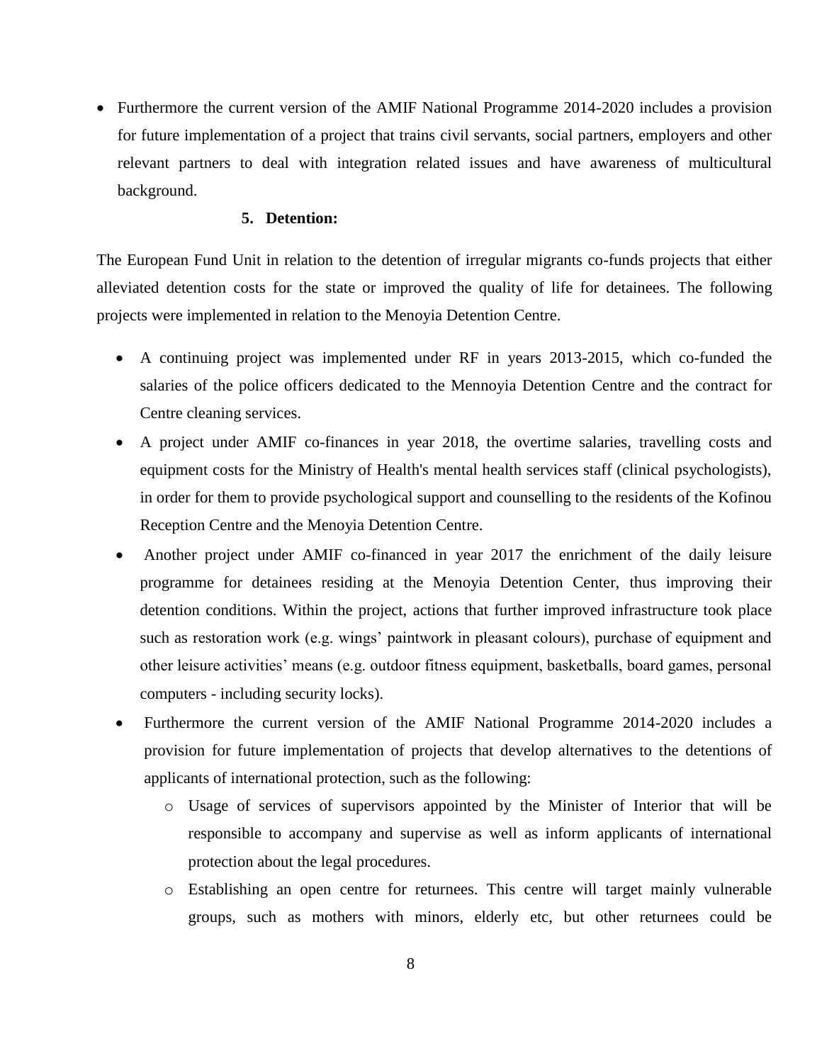- Furthermore the current version of the AMIF National Programme 2014-2020 includes a provision for future implementation of a project that trains civil servants, social partners, employers and other relevant partners to deal with integration related issues and have awareness of multicultural background.

## 5. Detention:

The European Fund Unit in relation to the detention of irregular migrants co-funds projects that either alleviated detention costs for the state or improved the quality of life for detainees. The following projects were implemented in relation to the Menoyia Detention Centre.

- A continuing project was implemented under RF in years 2013-2015, which co-funded the salaries of the police officers dedicated to the Mennoyia Detention Centre and the contract for Centre cleaning services.
- A project under AMIF co-finances in year 2018, the overtime salaries, travelling costs and equipment costs for the Ministry of Health's mental health services staff (clinical psychologists), in order for them to provide psychological support and counselling to the residents of the Kofinou Reception Centre and the Menoyia Detention Centre.
- Another project under AMIF co-financed in year 2017 the enrichment of the daily leisure programme for detainees residing at the Menoyia Detention Center, thus improving their detention conditions. Within the project, actions that further improved infrastructure took place such as restoration work (e.g. wings' paintwork in pleasant colours), purchase of equipment and other leisure activities' means (e.g. outdoor fitness equipment, basketballs, board games, personal computers - including security locks).
- Furthermore the current version of the AMIF National Programme 2014-2020 includes a provision for future implementation of projects that develop alternatives to the detentions of applicants of international protection, such as the following:
  - Usage of services of supervisors appointed by the Minister of Interior that will be responsible to accompany and supervise as well as inform applicants of international protection about the legal procedures.
  - Establishing an open centre for returnees. This centre will target mainly vulnerable groups, such as mothers with minors, elderly etc, but other returnees could be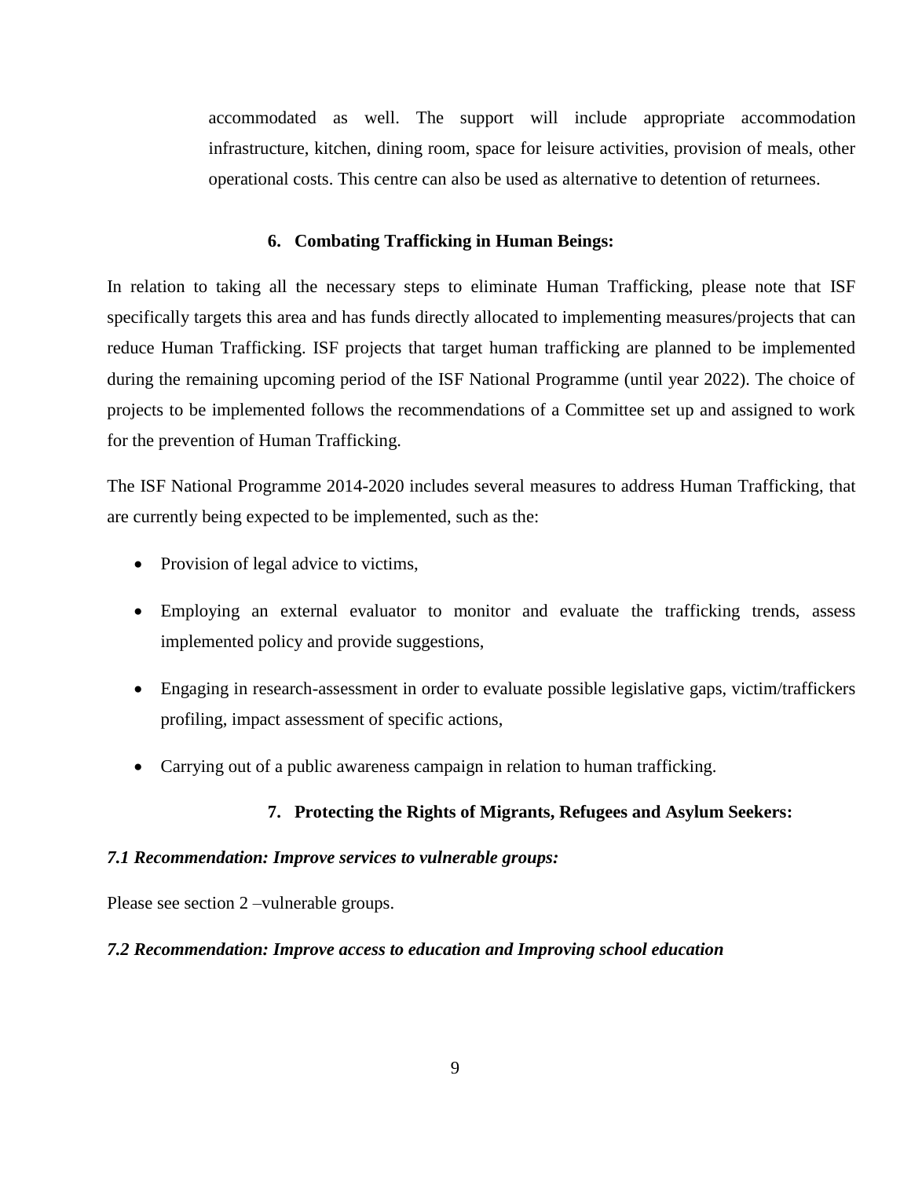accommodated as well. The support will include appropriate accommodation infrastructure, kitchen, dining room, space for leisure activities, provision of meals, other operational costs. This centre can also be used as alternative to detention of returnees.

## 6. Combating Trafficking in Human Beings:

In relation to taking all the necessary steps to eliminate Human Trafficking, please note that ISF specifically targets this area and has funds directly allocated to implementing measures/projects that can reduce Human Trafficking. ISF projects that target human trafficking are planned to be implemented during the remaining upcoming period of the ISF National Programme (until year 2022). The choice of projects to be implemented follows the recommendations of a Committee set up and assigned to work for the prevention of Human Trafficking.

The ISF National Programme 2014-2020 includes several measures to address Human Trafficking, that are currently being expected to be implemented, such as the:

- Provision of legal advice to victims,
- Employing an external evaluator to monitor and evaluate the trafficking trends, assess implemented policy and provide suggestions,
- Engaging in research-assessment in order to evaluate possible legislative gaps, victim/traffickers profiling, impact assessment of specific actions,
- Carrying out of a public awareness campaign in relation to human trafficking.

## 7. Protecting the Rights of Migrants, Refugees and Asylum Seekers:

***7.1 Recommendation: Improve services to vulnerable groups:***

Please see section 2 –vulnerable groups.

***7.2 Recommendation: Improve access to education and Improving school education***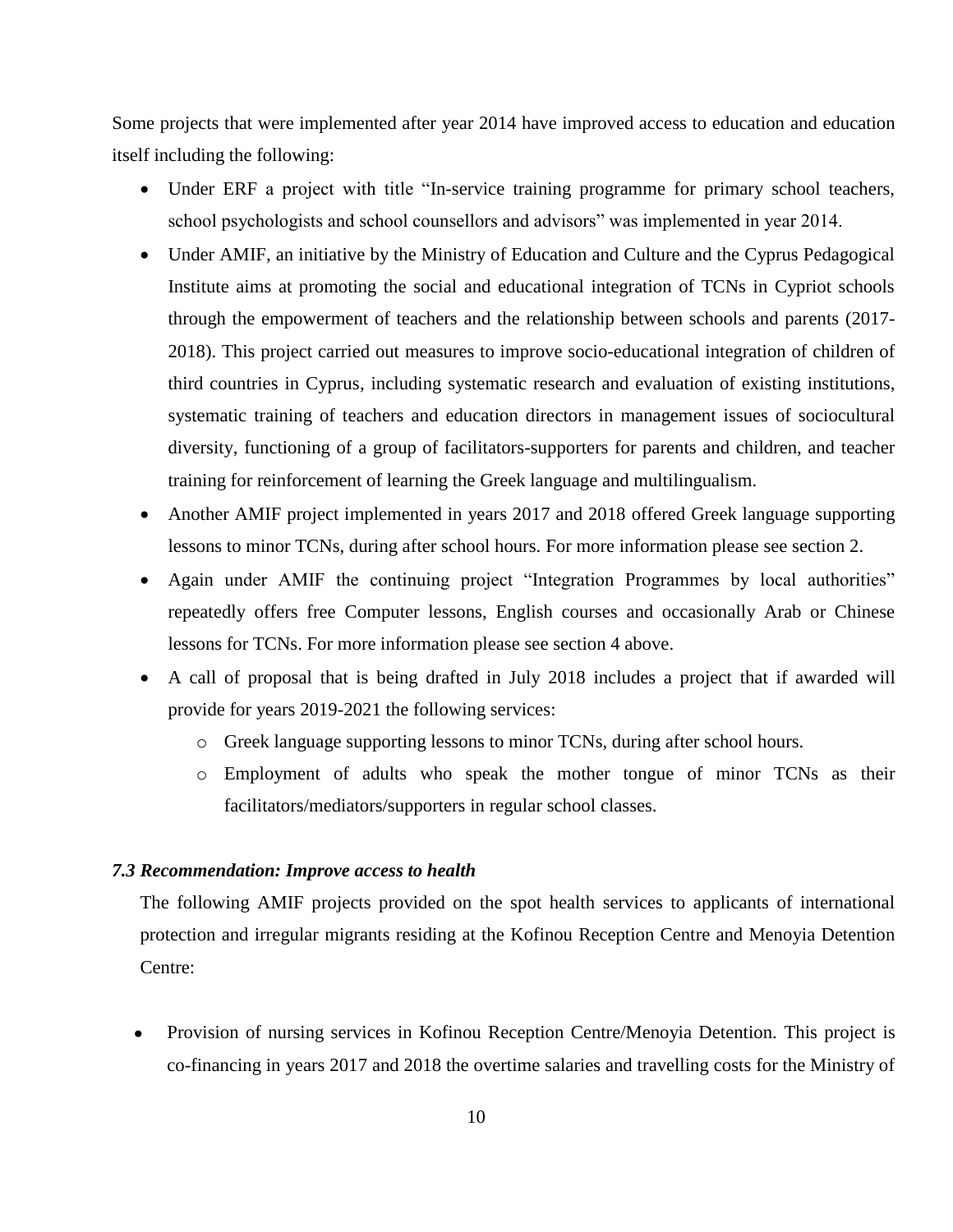Some projects that were implemented after year 2014 have improved access to education and education itself including the following:

- Under ERF a project with title "In-service training programme for primary school teachers, school psychologists and school counsellors and advisors" was implemented in year 2014.
- Under AMIF, an initiative by the Ministry of Education and Culture and the Cyprus Pedagogical Institute aims at promoting the social and educational integration of TCNs in Cypriot schools through the empowerment of teachers and the relationship between schools and parents (2017-2018). This project carried out measures to improve socio-educational integration of children of third countries in Cyprus, including systematic research and evaluation of existing institutions, systematic training of teachers and education directors in management issues of sociocultural diversity, functioning of a group of facilitators-supporters for parents and children, and teacher training for reinforcement of learning the Greek language and multilingualism.
- Another AMIF project implemented in years 2017 and 2018 offered Greek language supporting lessons to minor TCNs, during after school hours. For more information please see section 2.
- Again under AMIF the continuing project "Integration Programmes by local authorities" repeatedly offers free Computer lessons, English courses and occasionally Arab or Chinese lessons for TCNs. For more information please see section 4 above.
- A call of proposal that is being drafted in July 2018 includes a project that if awarded will provide for years 2019-2021 the following services:
    - Greek language supporting lessons to minor TCNs, during after school hours.
    - Employment of adults who speak the mother tongue of minor TCNs as their facilitators/mediators/supporters in regular school classes.

### *7.3 Recommendation: Improve access to health*

The following AMIF projects provided on the spot health services to applicants of international protection and irregular migrants residing at the Kofinou Reception Centre and Menoyia Detention Centre:

- Provision of nursing services in Kofinou Reception Centre/Menoyia Detention. This project is co-financing in years 2017 and 2018 the overtime salaries and travelling costs for the Ministry of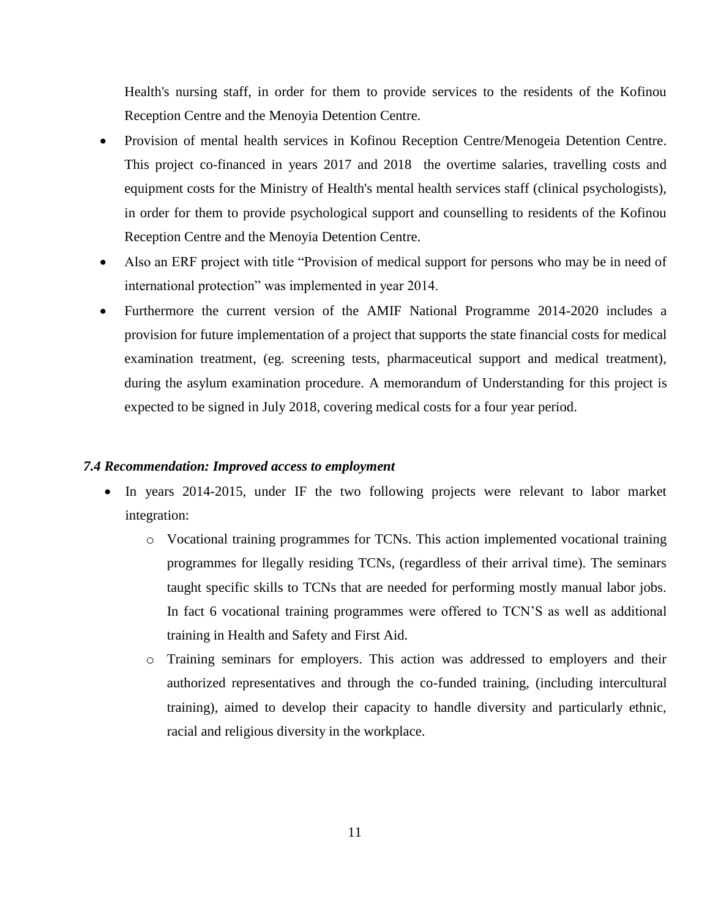Health's nursing staff, in order for them to provide services to the residents of the Kofinou Reception Centre and the Menoyia Detention Centre.

- Provision of mental health services in Kofinou Reception Centre/Menogeia Detention Centre. This project co-financed in years 2017 and 2018 the overtime salaries, travelling costs and equipment costs for the Ministry of Health's mental health services staff (clinical psychologists), in order for them to provide psychological support and counselling to residents of the Kofinou Reception Centre and the Menoyia Detention Centre.
- Also an ERF project with title "Provision of medical support for persons who may be in need of international protection" was implemented in year 2014.
- Furthermore the current version of the AMIF National Programme 2014-2020 includes a provision for future implementation of a project that supports the state financial costs for medical examination treatment, (eg. screening tests, pharmaceutical support and medical treatment), during the asylum examination procedure. A memorandum of Understanding for this project is expected to be signed in July 2018, covering medical costs for a four year period.

### *7.4 Recommendation: Improved access to employment*

- In years 2014-2015, under IF the two following projects were relevant to labor market integration:
  - Vocational training programmes for TCNs. This action implemented vocational training programmes for llegally residing TCNs, (regardless of their arrival time). The seminars taught specific skills to TCNs that are needed for performing mostly manual labor jobs. In fact 6 vocational training programmes were offered to TCN'S as well as additional training in Health and Safety and First Aid.
  - Training seminars for employers. This action was addressed to employers and their authorized representatives and through the co-funded training, (including intercultural training), aimed to develop their capacity to handle diversity and particularly ethnic, racial and religious diversity in the workplace.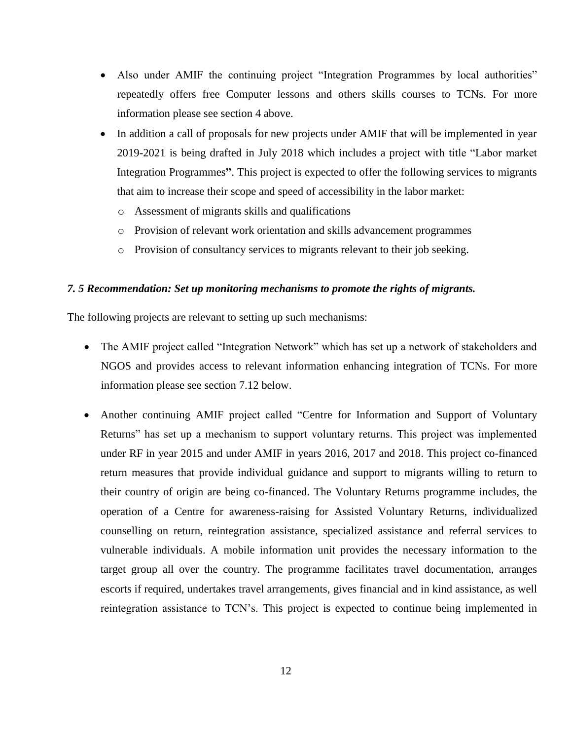- Also under AMIF the continuing project "Integration Programmes by local authorities" repeatedly offers free Computer lessons and others skills courses to TCNs. For more information please see section 4 above.
- In addition a call of proposals for new projects under AMIF that will be implemented in year 2019-2021 is being drafted in July 2018 which includes a project with title "Labor market Integration Programmes**"**. This project is expected to offer the following services to migrants that aim to increase their scope and speed of accessibility in the labor market:
  - Assessment of migrants skills and qualifications
  - Provision of relevant work orientation and skills advancement programmes
  - Provision of consultancy services to migrants relevant to their job seeking.

***7. 5 Recommendation: Set up monitoring mechanisms to promote the rights of migrants.***

The following projects are relevant to setting up such mechanisms:

- The AMIF project called "Integration Network" which has set up a network of stakeholders and NGOS and provides access to relevant information enhancing integration of TCNs. For more information please see section 7.12 below.
- Another continuing AMIF project called "Centre for Information and Support of Voluntary Returns" has set up a mechanism to support voluntary returns. This project was implemented under RF in year 2015 and under AMIF in years 2016, 2017 and 2018. This project co-financed return measures that provide individual guidance and support to migrants willing to return to their country of origin are being co-financed. The Voluntary Returns programme includes, the operation of a Centre for awareness-raising for Assisted Voluntary Returns, individualized counselling on return, reintegration assistance, specialized assistance and referral services to vulnerable individuals. A mobile information unit provides the necessary information to the target group all over the country. The programme facilitates travel documentation, arranges escorts if required, undertakes travel arrangements, gives financial and in kind assistance, as well reintegration assistance to TCN's. This project is expected to continue being implemented in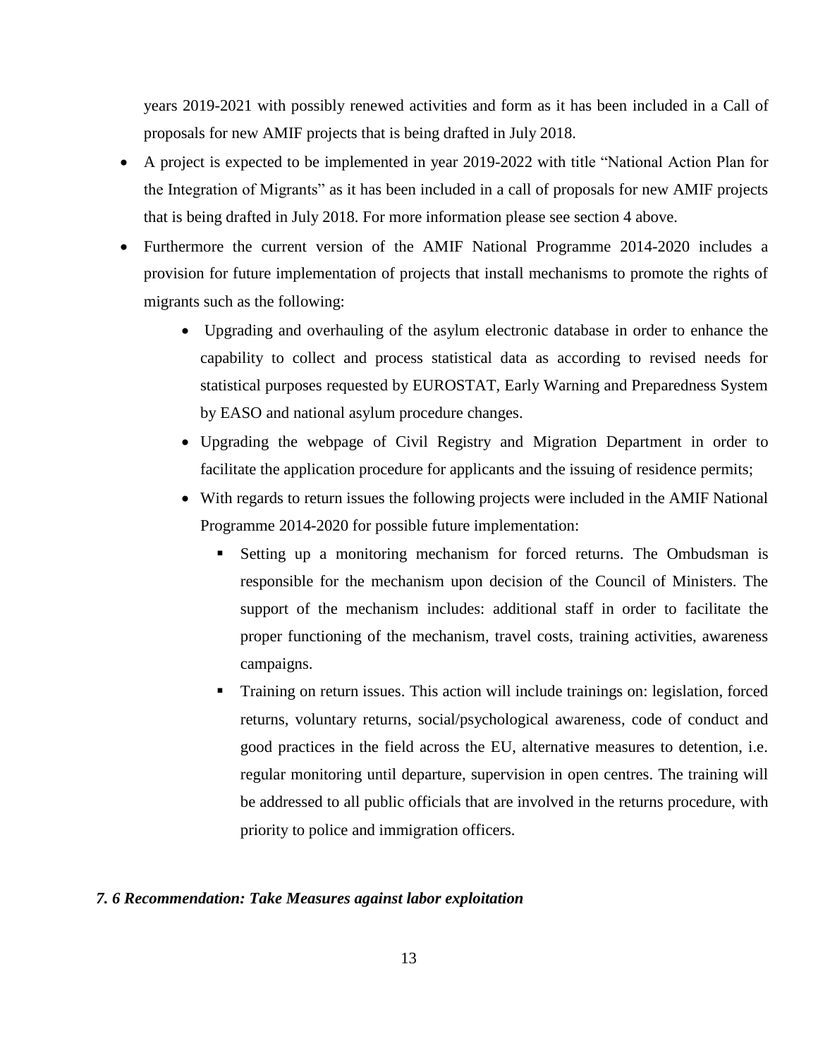years 2019-2021 with possibly renewed activities and form as it has been included in a Call of proposals for new AMIF projects that is being drafted in July 2018.

- A project is expected to be implemented in year 2019-2022 with title "National Action Plan for the Integration of Migrants" as it has been included in a call of proposals for new AMIF projects that is being drafted in July 2018. For more information please see section 4 above.
- Furthermore the current version of the AMIF National Programme 2014-2020 includes a provision for future implementation of projects that install mechanisms to promote the rights of migrants such as the following:
    - Upgrading and overhauling of the asylum electronic database in order to enhance the capability to collect and process statistical data as according to revised needs for statistical purposes requested by EUROSTAT, Early Warning and Preparedness System by EASO and national asylum procedure changes.
    - Upgrading the webpage of Civil Registry and Migration Department in order to facilitate the application procedure for applicants and the issuing of residence permits;
    - With regards to return issues the following projects were included in the AMIF National Programme 2014-2020 for possible future implementation:
        - Setting up a monitoring mechanism for forced returns. The Ombudsman is responsible for the mechanism upon decision of the Council of Ministers. The support of the mechanism includes: additional staff in order to facilitate the proper functioning of the mechanism, travel costs, training activities, awareness campaigns.
        - Training on return issues. This action will include trainings on: legislation, forced returns, voluntary returns, social/psychological awareness, code of conduct and good practices in the field across the EU, alternative measures to detention, i.e. regular monitoring until departure, supervision in open centres. The training will be addressed to all public officials that are involved in the returns procedure, with priority to police and immigration officers.

### *7. 6 Recommendation: Take Measures against labor exploitation*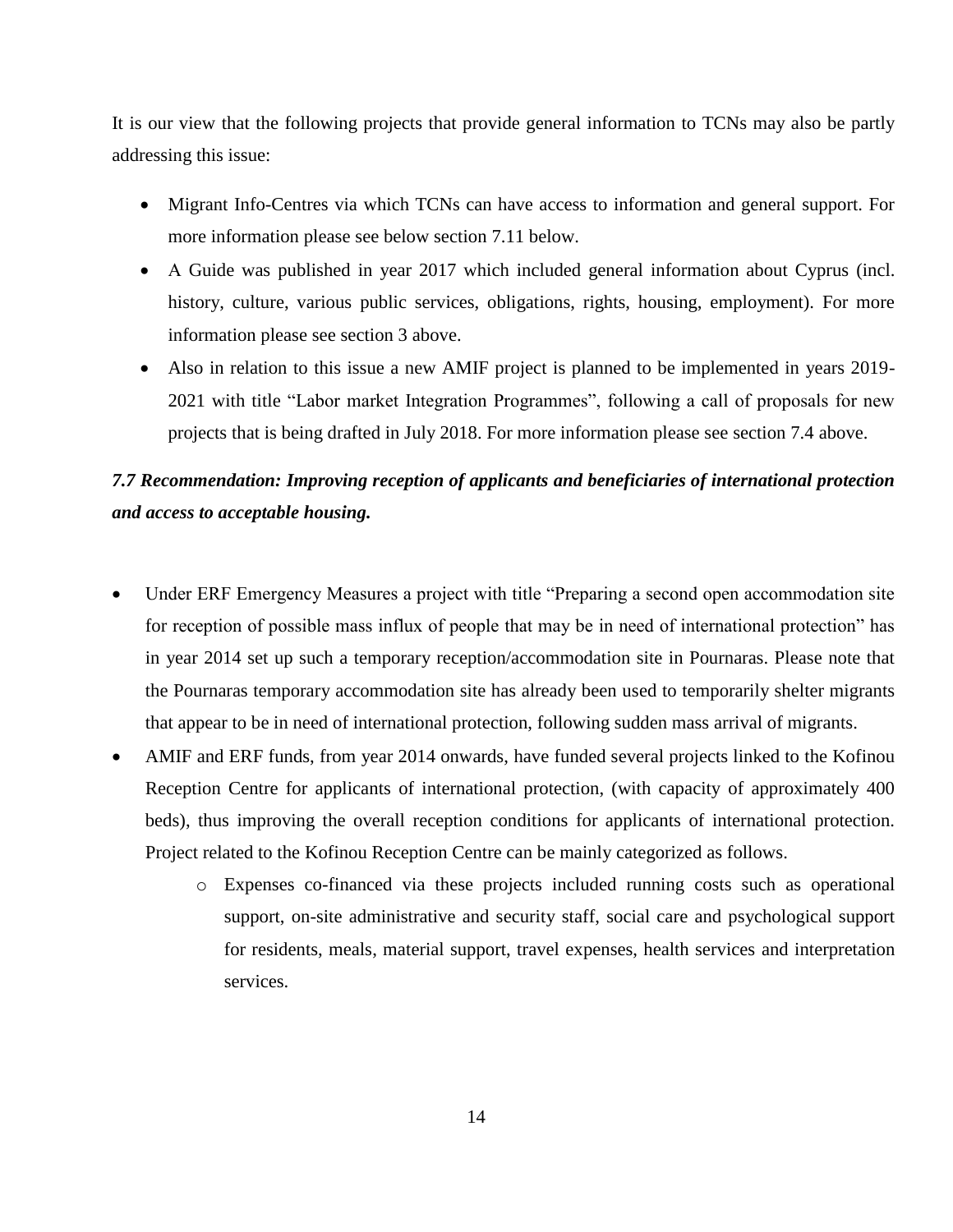It is our view that the following projects that provide general information to TCNs may also be partly addressing this issue:

- Migrant Info-Centres via which TCNs can have access to information and general support. For more information please see below section 7.11 below.
- A Guide was published in year 2017 which included general information about Cyprus (incl. history, culture, various public services, obligations, rights, housing, employment). For more information please see section 3 above.
- Also in relation to this issue a new AMIF project is planned to be implemented in years 2019-2021 with title "Labor market Integration Programmes", following a call of proposals for new projects that is being drafted in July 2018. For more information please see section 7.4 above.

### *7.7 Recommendation: Improving reception of applicants and beneficiaries of international protection and access to acceptable housing.*

- Under ERF Emergency Measures a project with title "Preparing a second open accommodation site for reception of possible mass influx of people that may be in need of international protection" has in year 2014 set up such a temporary reception/accommodation site in Pournaras. Please note that the Pournaras temporary accommodation site has already been used to temporarily shelter migrants that appear to be in need of international protection, following sudden mass arrival of migrants.
- AMIF and ERF funds, from year 2014 onwards, have funded several projects linked to the Kofinou Reception Centre for applicants of international protection, (with capacity of approximately 400 beds), thus improving the overall reception conditions for applicants of international protection. Project related to the Kofinou Reception Centre can be mainly categorized as follows.
    - Expenses co-financed via these projects included running costs such as operational support, on-site administrative and security staff, social care and psychological support for residents, meals, material support, travel expenses, health services and interpretation services.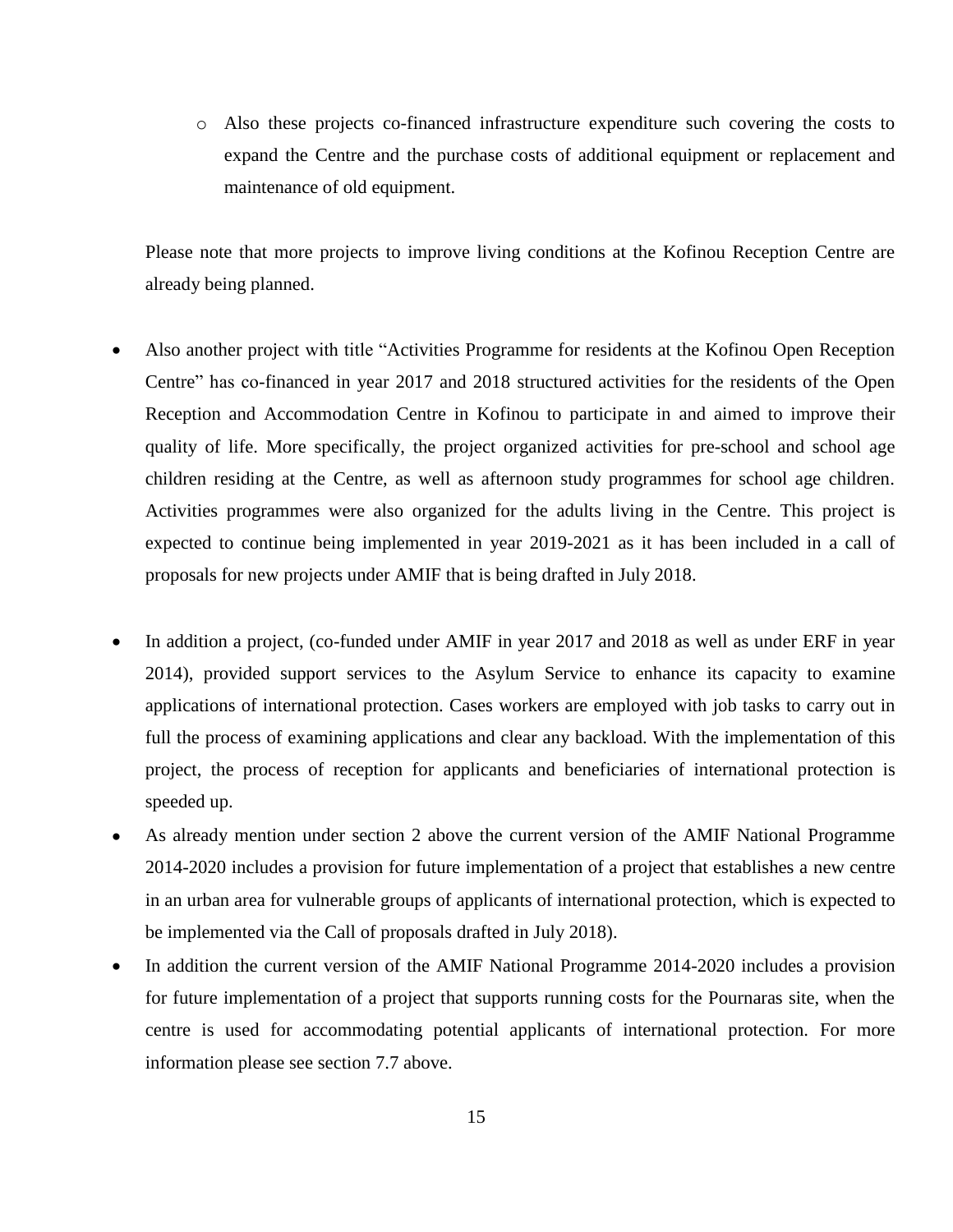- Also these projects co-financed infrastructure expenditure such covering the costs to expand the Centre and the purchase costs of additional equipment or replacement and maintenance of old equipment.

  Please note that more projects to improve living conditions at the Kofinou Reception Centre are already being planned.

- Also another project with title "Activities Programme for residents at the Kofinou Open Reception Centre" has co-financed in year 2017 and 2018 structured activities for the residents of the Open Reception and Accommodation Centre in Kofinou to participate in and aimed to improve their quality of life. More specifically, the project organized activities for pre-school and school age children residing at the Centre, as well as afternoon study programmes for school age children. Activities programmes were also organized for the adults living in the Centre. This project is expected to continue being implemented in year 2019-2021 as it has been included in a call of proposals for new projects under AMIF that is being drafted in July 2018.

- In addition a project, (co-funded under AMIF in year 2017 and 2018 as well as under ERF in year 2014), provided support services to the Asylum Service to enhance its capacity to examine applications of international protection. Cases workers are employed with job tasks to carry out in full the process of examining applications and clear any backload. With the implementation of this project, the process of reception for applicants and beneficiaries of international protection is speeded up.
- As already mention under section 2 above the current version of the AMIF National Programme 2014-2020 includes a provision for future implementation of a project that establishes a new centre in an urban area for vulnerable groups of applicants of international protection, which is expected to be implemented via the Call of proposals drafted in July 2018).
- In addition the current version of the AMIF National Programme 2014-2020 includes a provision for future implementation of a project that supports running costs for the Pournaras site, when the centre is used for accommodating potential applicants of international protection. For more information please see section 7.7 above.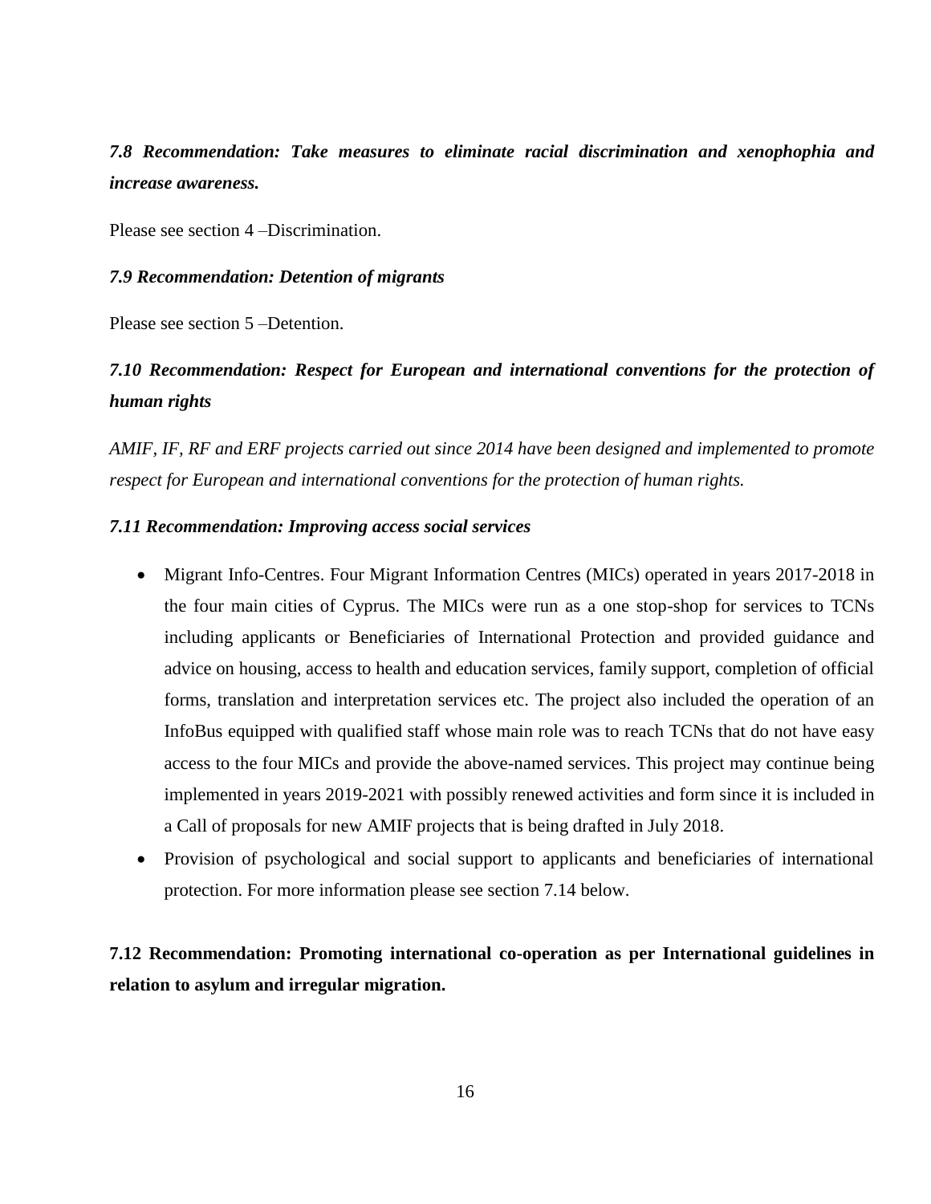### *7.8 Recommendation: Take measures to eliminate racial discrimination and xenophophia and increase awareness.*

Please see section 4 –Discrimination.

### *7.9 Recommendation: Detention of migrants*

Please see section 5 –Detention.

### *7.10 Recommendation: Respect for European and international conventions for the protection of human rights*

*AMIF, IF, RF and ERF projects carried out since 2014 have been designed and implemented to promote respect for European and international conventions for the protection of human rights.*

### *7.11 Recommendation: Improving access social services*

- Migrant Info-Centres. Four Migrant Information Centres (MICs) operated in years 2017-2018 in the four main cities of Cyprus. The MICs were run as a one stop-shop for services to TCNs including applicants or Beneficiaries of International Protection and provided guidance and advice on housing, access to health and education services, family support, completion of official forms, translation and interpretation services etc. The project also included the operation of an InfoBus equipped with qualified staff whose main role was to reach TCNs that do not have easy access to the four MICs and provide the above-named services. This project may continue being implemented in years 2019-2021 with possibly renewed activities and form since it is included in a Call of proposals for new AMIF projects that is being drafted in July 2018.
- Provision of psychological and social support to applicants and beneficiaries of international protection. For more information please see section 7.14 below.

### **7.12 Recommendation: Promoting international co-operation as per International guidelines in relation to asylum and irregular migration.**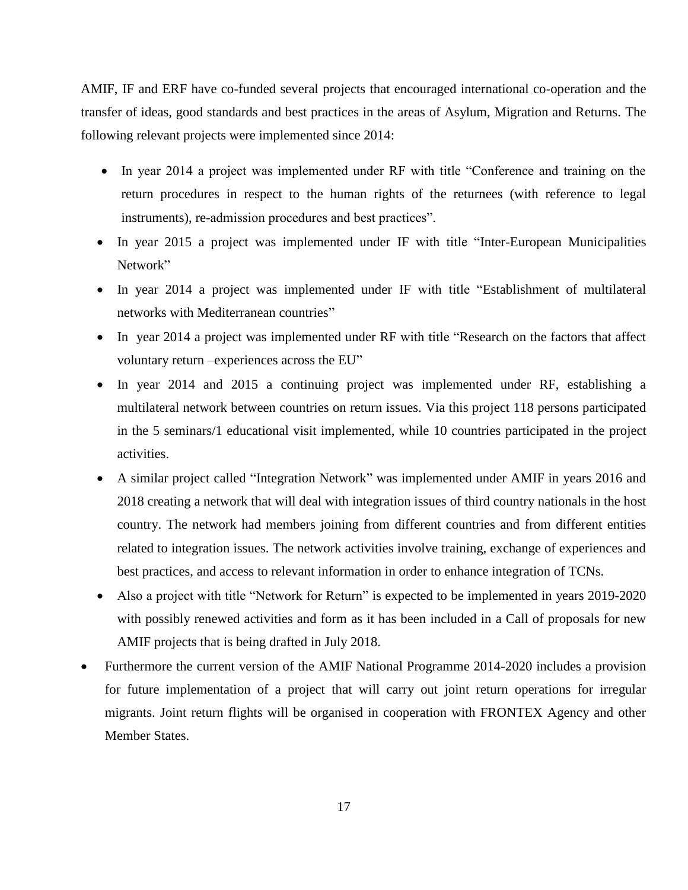AMIF, IF and ERF have co-funded several projects that encouraged international co-operation and the transfer of ideas, good standards and best practices in the areas of Asylum, Migration and Returns. The following relevant projects were implemented since 2014:

- In year 2014 a project was implemented under RF with title "Conference and training on the return procedures in respect to the human rights of the returnees (with reference to legal instruments), re-admission procedures and best practices".
- In year 2015 a project was implemented under IF with title "Inter-European Municipalities Network"
- In year 2014 a project was implemented under IF with title "Establishment of multilateral networks with Mediterranean countries"
- In year 2014 a project was implemented under RF with title "Research on the factors that affect voluntary return –experiences across the EU"
- In year 2014 and 2015 a continuing project was implemented under RF, establishing a multilateral network between countries on return issues. Via this project 118 persons participated in the 5 seminars/1 educational visit implemented, while 10 countries participated in the project activities.
- A similar project called "Integration Network" was implemented under AMIF in years 2016 and 2018 creating a network that will deal with integration issues of third country nationals in the host country. The network had members joining from different countries and from different entities related to integration issues. The network activities involve training, exchange of experiences and best practices, and access to relevant information in order to enhance integration of TCNs.
- Also a project with title "Network for Return" is expected to be implemented in years 2019-2020 with possibly renewed activities and form as it has been included in a Call of proposals for new AMIF projects that is being drafted in July 2018.

- Furthermore the current version of the AMIF National Programme 2014-2020 includes a provision for future implementation of a project that will carry out joint return operations for irregular migrants. Joint return flights will be organised in cooperation with FRONTEX Agency and other Member States.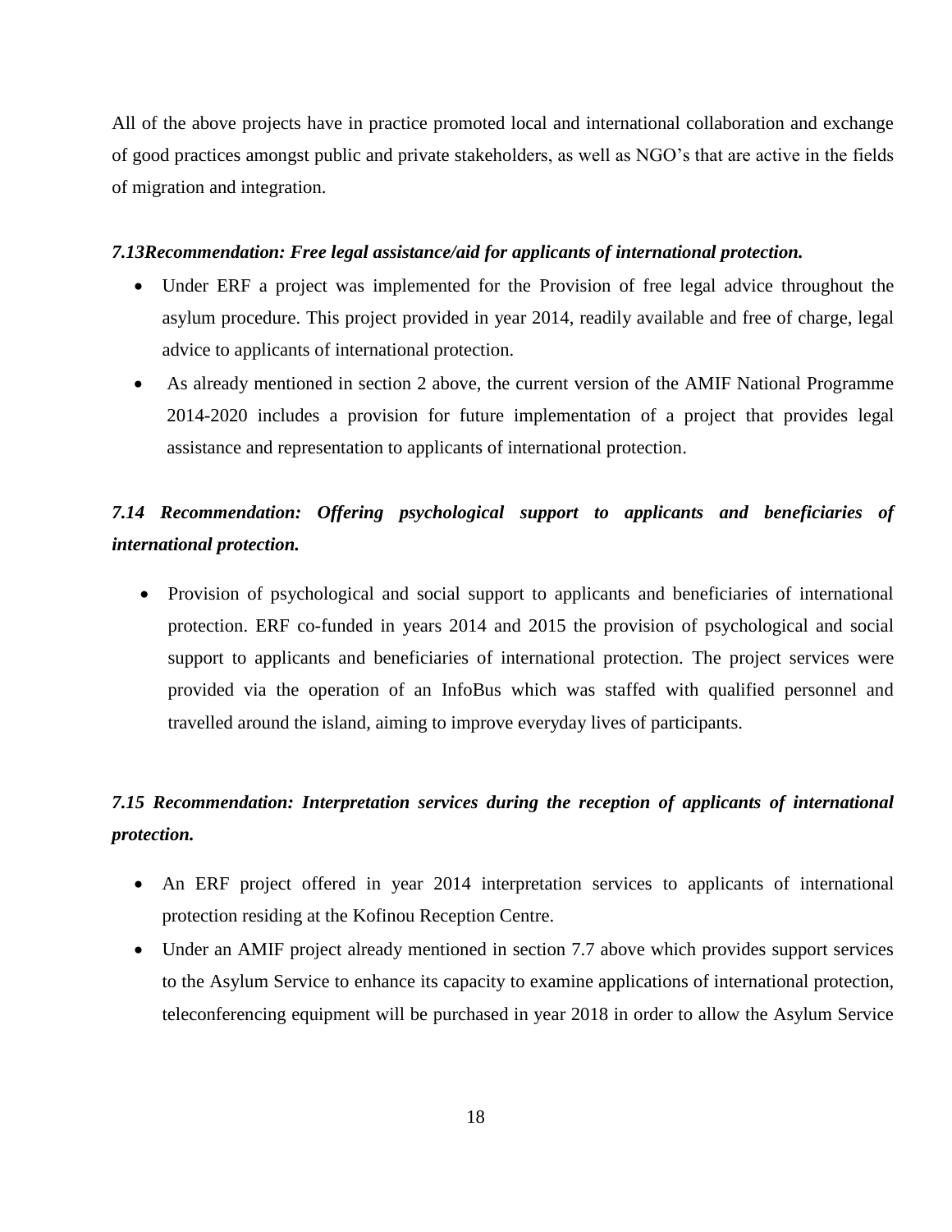All of the above projects have in practice promoted local and international collaboration and exchange of good practices amongst public and private stakeholders, as well as NGO's that are active in the fields of migration and integration.

### *7.13Recommendation: Free legal assistance/aid for applicants of international protection.*

- Under ERF a project was implemented for the Provision of free legal advice throughout the asylum procedure. This project provided in year 2014, readily available and free of charge, legal advice to applicants of international protection.
- As already mentioned in section 2 above, the current version of the AMIF National Programme 2014-2020 includes a provision for future implementation of a project that provides legal assistance and representation to applicants of international protection.

### *7.14 Recommendation: Offering psychological support to applicants and beneficiaries of international protection.*

- Provision of psychological and social support to applicants and beneficiaries of international protection. ERF co-funded in years 2014 and 2015 the provision of psychological and social support to applicants and beneficiaries of international protection. The project services were provided via the operation of an InfoBus which was staffed with qualified personnel and travelled around the island, aiming to improve everyday lives of participants.

### *7.15 Recommendation: Interpretation services during the reception of applicants of international protection.*

- An ERF project offered in year 2014 interpretation services to applicants of international protection residing at the Kofinou Reception Centre.
- Under an AMIF project already mentioned in section 7.7 above which provides support services to the Asylum Service to enhance its capacity to examine applications of international protection, teleconferencing equipment will be purchased in year 2018 in order to allow the Asylum Service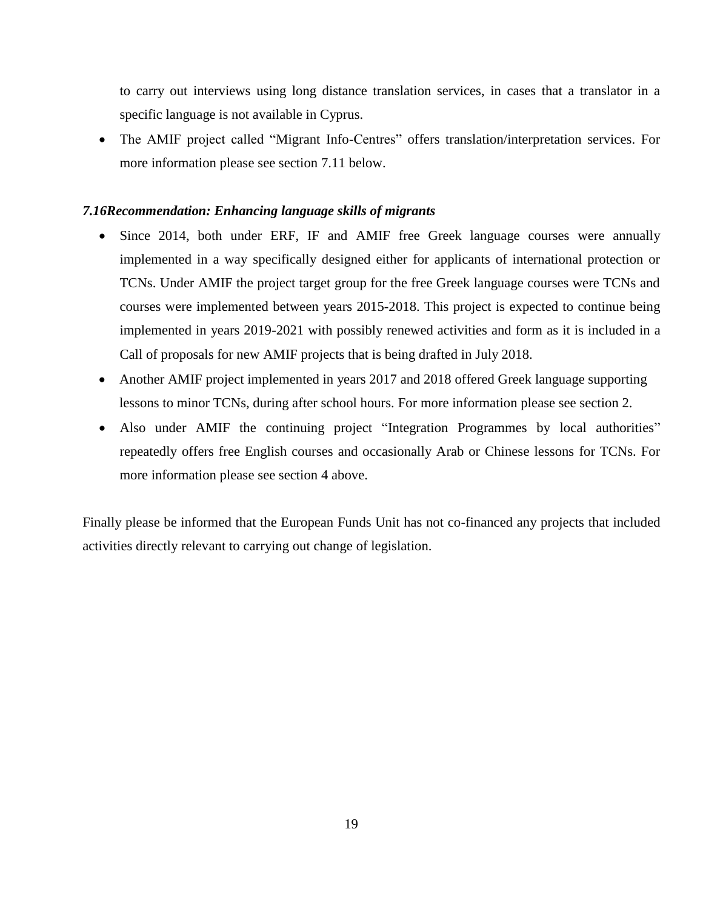to carry out interviews using long distance translation services, in cases that a translator in a specific language is not available in Cyprus.

- The AMIF project called "Migrant Info-Centres" offers translation/interpretation services. For more information please see section 7.11 below.

### *7.16Recommendation: Enhancing language skills of migrants*

- Since 2014, both under ERF, IF and AMIF free Greek language courses were annually implemented in a way specifically designed either for applicants of international protection or TCNs. Under AMIF the project target group for the free Greek language courses were TCNs and courses were implemented between years 2015-2018. This project is expected to continue being implemented in years 2019-2021 with possibly renewed activities and form as it is included in a Call of proposals for new AMIF projects that is being drafted in July 2018.
- Another AMIF project implemented in years 2017 and 2018 offered Greek language supporting lessons to minor TCNs, during after school hours. For more information please see section 2.
- Also under AMIF the continuing project "Integration Programmes by local authorities" repeatedly offers free English courses and occasionally Arab or Chinese lessons for TCNs. For more information please see section 4 above.

Finally please be informed that the European Funds Unit has not co-financed any projects that included activities directly relevant to carrying out change of legislation.